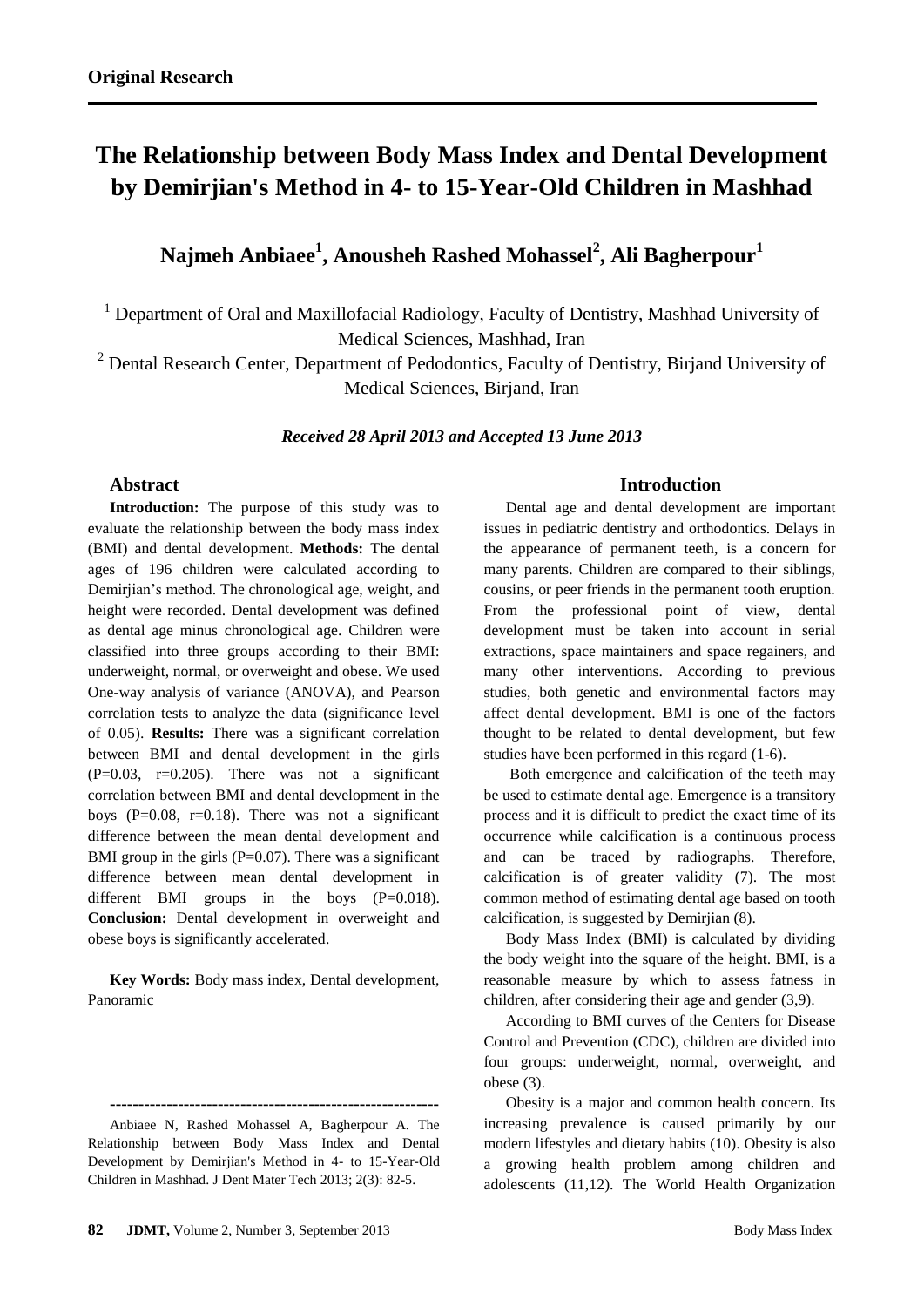**Original Research**

# The Relationship between Body Mass Index and Dental Development by Demirjian's Method in 4- to 15-Year-Old Children in Mashhad

## Najmeh Anbiaee[1], Anousheh Rashed Mohassel[2], Ali Bagherpour[1]

[1] Department of Oral and Maxillofacial Radiology, Faculty of Dentistry, Mashhad University of Medical Sciences, Mashhad, Iran

[2] Dental Research Center, Department of Pedodontics, Faculty of Dentistry, Birjand University of Medical Sciences, Birjand, Iran

***Received 28 April 2013 and Accepted 13 June 2013***

## Abstract

**Introduction:** The purpose of this study was to evaluate the relationship between the body mass index (BMI) and dental development. **Methods:** The dental ages of 196 children were calculated according to Demirjian's method. The chronological age, weight, and height were recorded. Dental development was defined as dental age minus chronological age. Children were classified into three groups according to their BMI: underweight, normal, or overweight and obese. We used One-way analysis of variance (ANOVA), and Pearson correlation tests to analyze the data (significance level of 0.05). **Results:** There was a significant correlation between BMI and dental development in the girls ($P=0.03$, $r=0.205$). There was not a significant correlation between BMI and dental development in the boys ($P=0.08$, $r=0.18$). There was not a significant difference between the mean dental development and BMI group in the girls ($P=0.07$). There was a significant difference between mean dental development in different BMI groups in the boys ($P=0.018$). **Conclusion:** Dental development in overweight and obese boys is significantly accelerated.

**Key Words:** Body mass index, Dental development, Panoramic

---

Anbiaee N, Rashed Mohassel A, Bagherpour A. The Relationship between Body Mass Index and Dental Development by Demirjian's Method in 4- to 15-Year-Old Children in Mashhad. J Dent Mater Tech 2013; 2(3): 82-5.

## Introduction

Dental age and dental development are important issues in pediatric dentistry and orthodontics. Delays in the appearance of permanent teeth, is a concern for many parents. Children are compared to their siblings, cousins, or peer friends in the permanent tooth eruption. From the professional point of view, dental development must be taken into account in serial extractions, space maintainers and space regainers, and many other interventions. According to previous studies, both genetic and environmental factors may affect dental development. BMI is one of the factors thought to be related to dental development, but few studies have been performed in this regard (1-6).

Both emergence and calcification of the teeth may be used to estimate dental age. Emergence is a transitory process and it is difficult to predict the exact time of its occurrence while calcification is a continuous process and can be traced by radiographs. Therefore, calcification is of greater validity (7). The most common method of estimating dental age based on tooth calcification, is suggested by Demirjian (8).

Body Mass Index (BMI) is calculated by dividing the body weight into the square of the height. BMI, is a reasonable measure by which to assess fatness in children, after considering their age and gender (3,9).

According to BMI curves of the Centers for Disease Control and Prevention (CDC), children are divided into four groups: underweight, normal, overweight, and obese (3).

Obesity is a major and common health concern. Its increasing prevalence is caused primarily by our modern lifestyles and dietary habits (10). Obesity is also a growing health problem among children and adolescents (11,12). The World Health Organization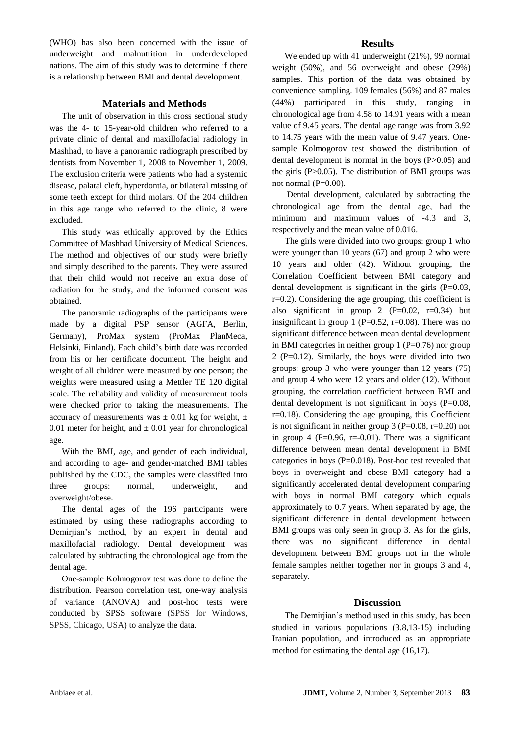(WHO) has also been concerned with the issue of underweight and malnutrition in underdeveloped nations. The aim of this study was to determine if there is a relationship between BMI and dental development.

## Materials and Methods

The unit of observation in this cross sectional study was the 4- to 15-year-old children who referred to a private clinic of dental and maxillofacial radiology in Mashhad, to have a panoramic radiograph prescribed by dentists from November 1, 2008 to November 1, 2009. The exclusion criteria were patients who had a systemic disease, palatal cleft, hyperdontia, or bilateral missing of some teeth except for third molars. Of the 204 children in this age range who referred to the clinic, 8 were excluded.

This study was ethically approved by the Ethics Committee of Mashhad University of Medical Sciences. The method and objectives of our study were briefly and simply described to the parents. They were assured that their child would not receive an extra dose of radiation for the study, and the informed consent was obtained.

The panoramic radiographs of the participants were made by a digital PSP sensor (AGFA, Berlin, Germany), ProMax system (ProMax PlanMeca, Helsinki, Finland). Each child's birth date was recorded from his or her certificate document. The height and weight of all children were measured by one person; the weights were measured using a Mettler TE 120 digital scale. The reliability and validity of measurement tools were checked prior to taking the measurements. The accuracy of measurements was $\pm$ 0.01 kg for weight, $\pm$ 0.01 meter for height, and $\pm$ 0.01 year for chronological age.

With the BMI, age, and gender of each individual, and according to age- and gender-matched BMI tables published by the CDC, the samples were classified into three groups: normal, underweight, and overweight/obese.

The dental ages of the 196 participants were estimated by using these radiographs according to Demirjian's method, by an expert in dental and maxillofacial radiology. Dental development was calculated by subtracting the chronological age from the dental age.

One-sample Kolmogorov test was done to define the distribution. Pearson correlation test, one-way analysis of variance (ANOVA) and post-hoc tests were conducted by SPSS software (SPSS for Windows, SPSS, Chicago, USA) to analyze the data.

## Results

We ended up with 41 underweight (21%), 99 normal weight (50%), and 56 overweight and obese (29%) samples. This portion of the data was obtained by convenience sampling. 109 females (56%) and 87 males (44%) participated in this study, ranging in chronological age from 4.58 to 14.91 years with a mean value of 9.45 years. The dental age range was from 3.92 to 14.75 years with the mean value of 9.47 years. One-sample Kolmogorov test showed the distribution of dental development is normal in the boys ($P>0.05$) and the girls ($P>0.05$). The distribution of BMI groups was not normal ($P=0.00$).

Dental development, calculated by subtracting the chronological age from the dental age, had the minimum and maximum values of -4.3 and 3, respectively and the mean value of 0.016.

The girls were divided into two groups: group 1 who were younger than 10 years (67) and group 2 who were 10 years and older (42). Without grouping, the Correlation Coefficient between BMI category and dental development is significant in the girls ($P=0.03$, $r=0.2$). Considering the age grouping, this coefficient is also significant in group 2 ($P=0.02$, $r=0.34$) but insignificant in group 1 ($P=0.52$, $r=0.08$). There was no significant difference between mean dental development in BMI categories in neither group 1 ($P=0.76$) nor group 2 ($P=0.12$). Similarly, the boys were divided into two groups: group 3 who were younger than 12 years (75) and group 4 who were 12 years and older (12). Without grouping, the correlation coefficient between BMI and dental development is not significant in boys ($P=0.08$, $r=0.18$). Considering the age grouping, this Coefficient is not significant in neither group 3 ($P=0.08$, $r=0.20$) nor in group 4 ($P=0.96$, $r=-0.01$). There was a significant difference between mean dental development in BMI categories in boys ($P=0.018$). Post-hoc test revealed that boys in overweight and obese BMI category had a significantly accelerated dental development comparing with boys in normal BMI category which equals approximately to 0.7 years. When separated by age, the significant difference in dental development between BMI groups was only seen in group 3. As for the girls, there was no significant difference in dental development between BMI groups not in the whole female samples neither together nor in groups 3 and 4, separately.

## Discussion

The Demirjian's method used in this study, has been studied in various populations (3,8,13-15) including Iranian population, and introduced as an appropriate method for estimating the dental age (16,17).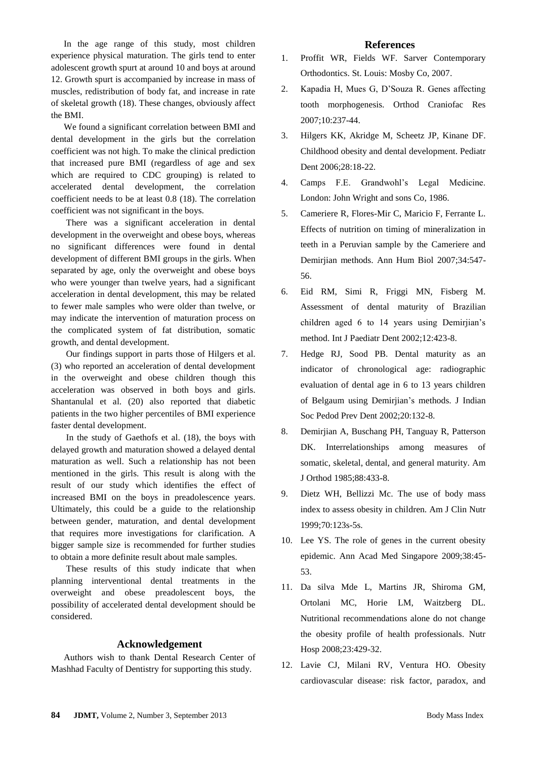In the age range of this study, most children experience physical maturation. The girls tend to enter adolescent growth spurt at around 10 and boys at around 12. Growth spurt is accompanied by increase in mass of muscles, redistribution of body fat, and increase in rate of skeletal growth (18). These changes, obviously affect the BMI.

We found a significant correlation between BMI and dental development in the girls but the correlation coefficient was not high. To make the clinical prediction that increased pure BMI (regardless of age and sex which are required to CDC grouping) is related to accelerated dental development, the correlation coefficient needs to be at least 0.8 (18). The correlation coefficient was not significant in the boys.

There was a significant acceleration in dental development in the overweight and obese boys, whereas no significant differences were found in dental development of different BMI groups in the girls. When separated by age, only the overweight and obese boys who were younger than twelve years, had a significant acceleration in dental development, this may be related to fewer male samples who were older than twelve, or may indicate the intervention of maturation process on the complicated system of fat distribution, somatic growth, and dental development.

Our findings support in parts those of Hilgers et al. (3) who reported an acceleration of dental development in the overweight and obese children though this acceleration was observed in both boys and girls. Shantanulal et al. (20) also reported that diabetic patients in the two higher percentiles of BMI experience faster dental development.

In the study of Gaethofs et al. (18), the boys with delayed growth and maturation showed a delayed dental maturation as well. Such a relationship has not been mentioned in the girls. This result is along with the result of our study which identifies the effect of increased BMI on the boys in preadolescence years. Ultimately, this could be a guide to the relationship between gender, maturation, and dental development that requires more investigations for clarification. A bigger sample size is recommended for further studies to obtain a more definite result about male samples.

These results of this study indicate that when planning interventional dental treatments in the overweight and obese preadolescent boys, the possibility of accelerated dental development should be considered.

## Acknowledgement

Authors wish to thank Dental Research Center of Mashhad Faculty of Dentistry for supporting this study.

## References

1. Proffit WR, Fields WF. Sarver Contemporary Orthodontics. St. Louis: Mosby Co, 2007.
2. Kapadia H, Mues G, D'Souza R. Genes affecting tooth morphogenesis. Orthod Craniofac Res 2007;10:237-44.
3. Hilgers KK, Akridge M, Scheetz JP, Kinane DF. Childhood obesity and dental development. Pediatr Dent 2006;28:18-22.
4. Camps F.E. Grandwohl's Legal Medicine. London: John Wright and sons Co, 1986.
5. Cameriere R, Flores-Mir C, Maricio F, Ferrante L. Effects of nutrition on timing of mineralization in teeth in a Peruvian sample by the Cameriere and Demirjian methods. Ann Hum Biol 2007;34:547-56.
6. Eid RM, Simi R, Friggi MN, Fisberg M. Assessment of dental maturity of Brazilian children aged 6 to 14 years using Demirjian's method. Int J Paediatr Dent 2002;12:423-8.
7. Hedge RJ, Sood PB. Dental maturity as an indicator of chronological age: radiographic evaluation of dental age in 6 to 13 years children of Belgaum using Demirjian's methods. J Indian Soc Pedod Prev Dent 2002;20:132-8.
8. Demirjian A, Buschang PH, Tanguay R, Patterson DK. Interrelationships among measures of somatic, skeletal, dental, and general maturity. Am J Orthod 1985;88:433-8.
9. Dietz WH, Bellizzi Mc. The use of body mass index to assess obesity in children. Am J Clin Nutr 1999;70:123s-5s.
10. Lee YS. The role of genes in the current obesity epidemic. Ann Acad Med Singapore 2009;38:45-53.
11. Da silva Mde L, Martins JR, Shiroma GM, Ortolani MC, Horie LM, Waitzberg DL. Nutritional recommendations alone do not change the obesity profile of health professionals. Nutr Hosp 2008;23:429-32.
12. Lavie CJ, Milani RV, Ventura HO. Obesity cardiovascular disease: risk factor, paradox, and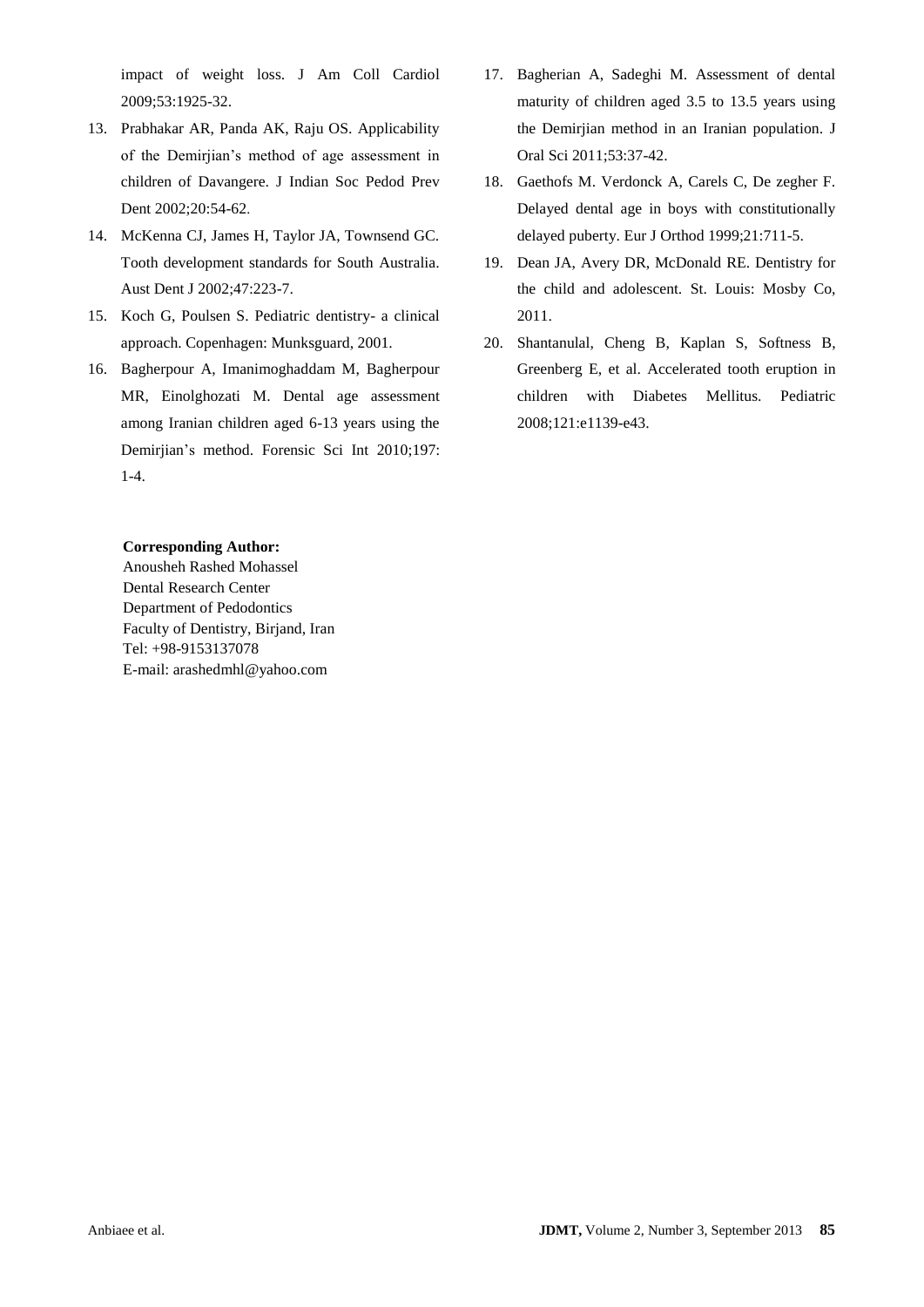impact of weight loss. J Am Coll Cardiol 2009;53:1925-32.

13. Prabhakar AR, Panda AK, Raju OS. Applicability of the Demirjian's method of age assessment in children of Davangere. J Indian Soc Pedod Prev Dent 2002;20:54-62.
14. McKenna CJ, James H, Taylor JA, Townsend GC. Tooth development standards for South Australia. Aust Dent J 2002;47:223-7.
15. Koch G, Poulsen S. Pediatric dentistry- a clinical approach. Copenhagen: Munksguard, 2001.
16. Bagherpour A, Imanimoghaddam M, Bagherpour MR, Einolghozati M. Dental age assessment among Iranian children aged 6-13 years using the Demirjian's method. Forensic Sci Int 2010;197: 1-4.
17. Bagherian A, Sadeghi M. Assessment of dental maturity of children aged 3.5 to 13.5 years using the Demirjian method in an Iranian population. J Oral Sci 2011;53:37-42.
18. Gaethofs M. Verdonck A, Carels C, De zegher F. Delayed dental age in boys with constitutionally delayed puberty. Eur J Orthod 1999;21:711-5.
19. Dean JA, Avery DR, McDonald RE. Dentistry for the child and adolescent. St. Louis: Mosby Co, 2011.
20. Shantanulal, Cheng B, Kaplan S, Softness B, Greenberg E, et al. Accelerated tooth eruption in children with Diabetes Mellitus. Pediatric 2008;121:e1139-e43.

**Corresponding Author:**
Anousheh Rashed Mohassel
Dental Research Center
Department of Pedodontics
Faculty of Dentistry, Birjand, Iran
Tel: +98-9153137078
E-mail: arashedmhl@yahoo.com